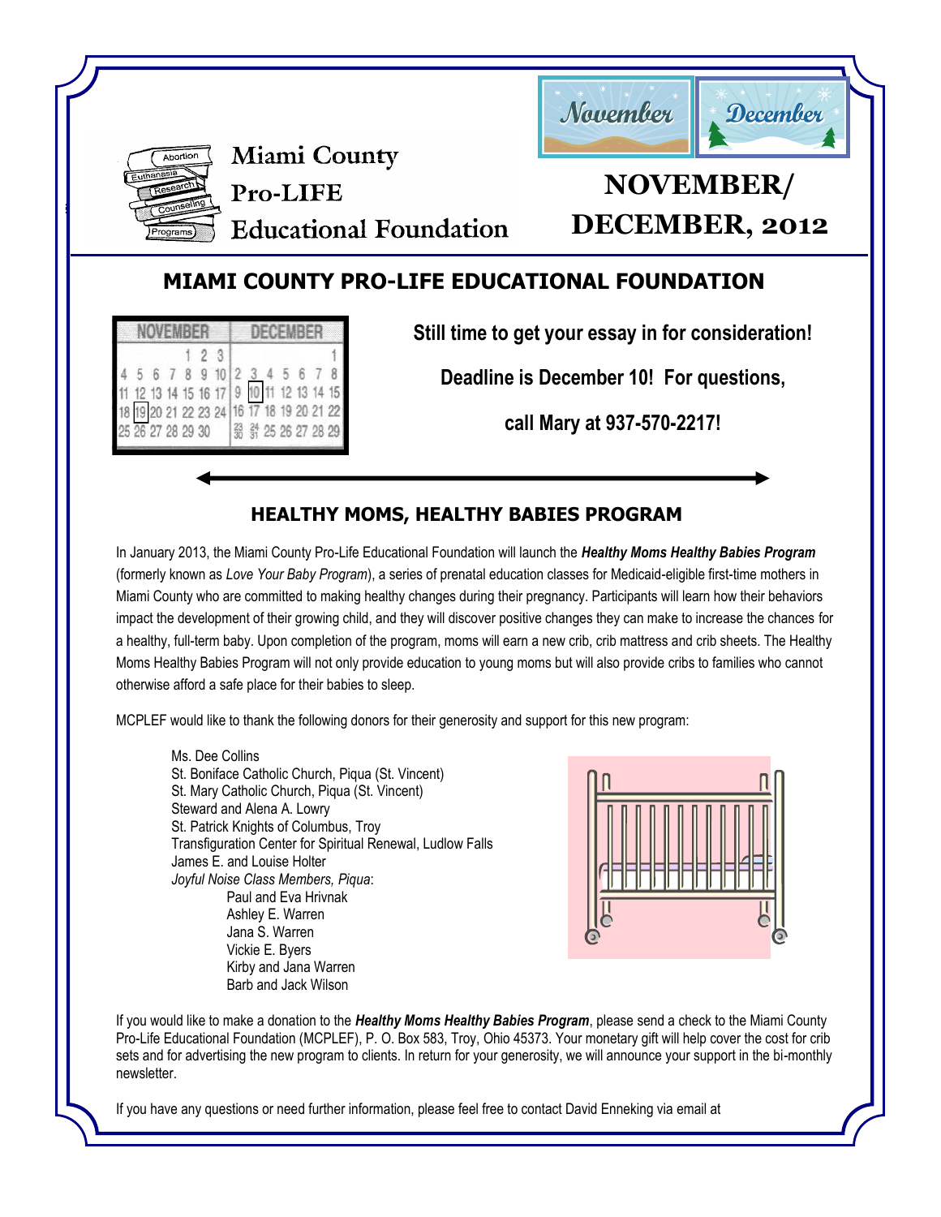Miami County
Pro-LIFE
Educational Foundation

# NOVEMBER/ DECEMBER, 2012

## MIAMI COUNTY PRO-LIFE EDUCATIONAL FOUNDATION

**Still time to get your essay in for consideration!**

**Deadline is December 10! For questions,**

**call Mary at 937-570-2217!**

## HEALTHY MOMS, HEALTHY BABIES PROGRAM

In January 2013, the Miami County Pro-Life Educational Foundation will launch the ***Healthy Moms Healthy Babies Program*** (formerly known as *Love Your Baby Program*), a series of prenatal education classes for Medicaid-eligible first-time mothers in Miami County who are committed to making healthy changes during their pregnancy. Participants will learn how their behaviors impact the development of their growing child, and they will discover positive changes they can make to increase the chances for a healthy, full-term baby. Upon completion of the program, moms will earn a new crib, crib mattress and crib sheets. The Healthy Moms Healthy Babies Program will not only provide education to young moms but will also provide cribs to families who cannot otherwise afford a safe place for their babies to sleep.

MCPLEF would like to thank the following donors for their generosity and support for this new program:

- Ms. Dee Collins
- St. Boniface Catholic Church, Piqua (St. Vincent)
- St. Mary Catholic Church, Piqua (St. Vincent)
- Steward and Alena A. Lowry
- St. Patrick Knights of Columbus, Troy
- Transfiguration Center for Spiritual Renewal, Ludlow Falls
- James E. and Louise Holter
- *Joyful Noise Class Members, Piqua*:
  - Paul and Eva Hrivnak
  - Ashley E. Warren
  - Jana S. Warren
  - Vickie E. Byers
  - Kirby and Jana Warren
  - Barb and Jack Wilson

If you would like to make a donation to the ***Healthy Moms Healthy Babies Program***, please send a check to the Miami County Pro-Life Educational Foundation (MCPLEF), P. O. Box 583, Troy, Ohio 45373. Your monetary gift will help cover the cost for crib sets and for advertising the new program to clients. In return for your generosity, we will announce your support in the bi-monthly newsletter.

If you have any questions or need further information, please feel free to contact David Enneking via email at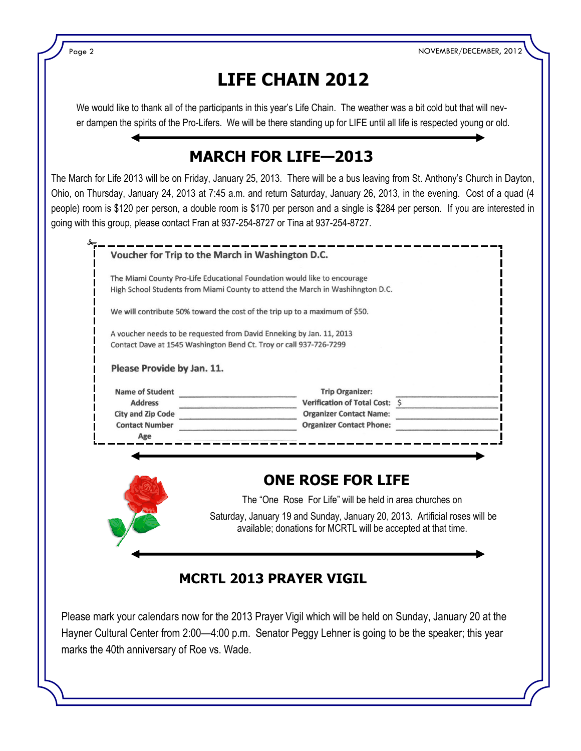# LIFE CHAIN 2012

We would like to thank all of the participants in this year's Life Chain. The weather was a bit cold but that will never dampen the spirits of the Pro-Lifers. We will be there standing up for LIFE until all life is respected young or old.

# MARCH FOR LIFE—2013

The March for Life 2013 will be on Friday, January 25, 2013. There will be a bus leaving from St. Anthony's Church in Dayton, Ohio, on Thursday, January 24, 2013 at 7:45 a.m. and return Saturday, January 26, 2013, in the evening. Cost of a quad (4 people) room is $120 per person, a double room is $170 per person and a single is $284 per person. If you are interested in going with this group, please contact Fran at 937-254-8727 or Tina at 937-254-8727.

**Voucher for Trip to the March in Washington D.C.**

The Miami County Pro-Life Educational Foundation would like to encourage High School Students from Miami County to attend the March in Washihngton D.C.

We will contribute 50% toward the cost of the trip up to a maximum of $50.

A voucher needs to be requested from David Enneking by Jan. 11, 2013
Contact Dave at 1545 Washington Bend Ct. Troy or call 937-726-7299

**Please Provide by Jan. 11.**

| | | | |
|---|---|---|---|
| Name of Student | ____________ | Trip Organizer: | ____________ |
| Address | ____________ | Verification of Total Cost: | $ ____________ |
| City and Zip Code | ____________ | Organizer Contact Name: | ____________ |
| Contact Number | ____________ | Organizer Contact Phone: | ____________ |
| Age | ____________ | | |

# ONE ROSE FOR LIFE

The "One Rose For Life" will be held in area churches on Saturday, January 19 and Sunday, January 20, 2013. Artificial roses will be available; donations for MCRTL will be accepted at that time.

# MCRTL 2013 PRAYER VIGIL

Please mark your calendars now for the 2013 Prayer Vigil which will be held on Sunday, January 20 at the Hayner Cultural Center from 2:00—4:00 p.m. Senator Peggy Lehner is going to be the speaker; this year marks the 40th anniversary of Roe vs. Wade.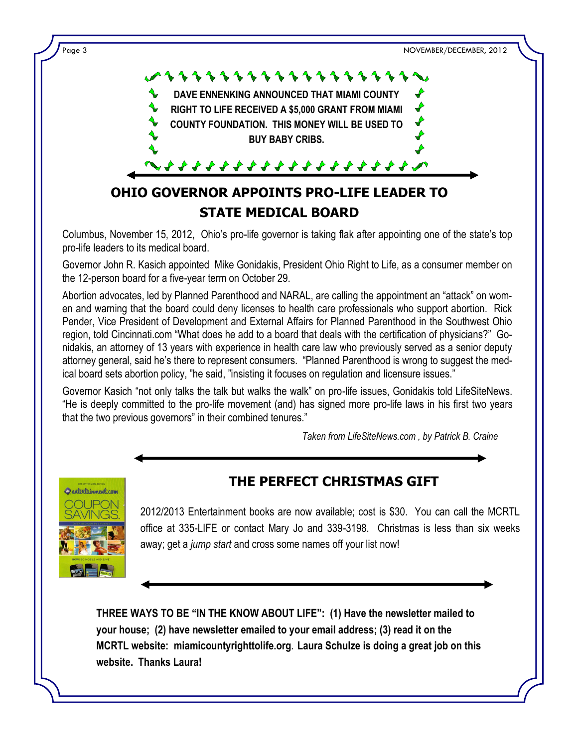**DAVE ENNENKING ANNOUNCED THAT MIAMI COUNTY RIGHT TO LIFE RECEIVED A $5,000 GRANT FROM MIAMI COUNTY FOUNDATION. THIS MONEY WILL BE USED TO BUY BABY CRIBS.**

## OHIO GOVERNOR APPOINTS PRO-LIFE LEADER TO STATE MEDICAL BOARD

Columbus, November 15, 2012, Ohio's pro-life governor is taking flak after appointing one of the state's top pro-life leaders to its medical board.

Governor John R. Kasich appointed Mike Gonidakis, President Ohio Right to Life, as a consumer member on the 12-person board for a five-year term on October 29.

Abortion advocates, led by Planned Parenthood and NARAL, are calling the appointment an "attack" on women and warning that the board could deny licenses to health care professionals who support abortion. Rick Pender, Vice President of Development and External Affairs for Planned Parenthood in the Southwest Ohio region, told Cincinnati.com "What does he add to a board that deals with the certification of physicians?" Gonidakis, an attorney of 13 years with experience in health care law who previously served as a senior deputy attorney general, said he's there to represent consumers. "Planned Parenthood is wrong to suggest the medical board sets abortion policy, "he said, "insisting it focuses on regulation and licensure issues."

Governor Kasich "not only talks the talk but walks the walk" on pro-life issues, Gonidakis told LifeSiteNews. "He is deeply committed to the pro-life movement (and) has signed more pro-life laws in his first two years that the two previous governors" in their combined tenures."

*Taken from LifeSiteNews.com , by Patrick B. Craine*

## THE PERFECT CHRISTMAS GIFT

2012/2013 Entertainment books are now available; cost is $30. You can call the MCRTL office at 335-LIFE or contact Mary Jo and 339-3198. Christmas is less than six weeks away; get a *jump start* and cross some names off your list now!

**THREE WAYS TO BE "IN THE KNOW ABOUT LIFE": (1) Have the newsletter mailed to your house; (2) have newsletter emailed to your email address; (3) read it on the MCRTL website: miamicountyrighttolife.org. Laura Schulze is doing a great job on this website. Thanks Laura!**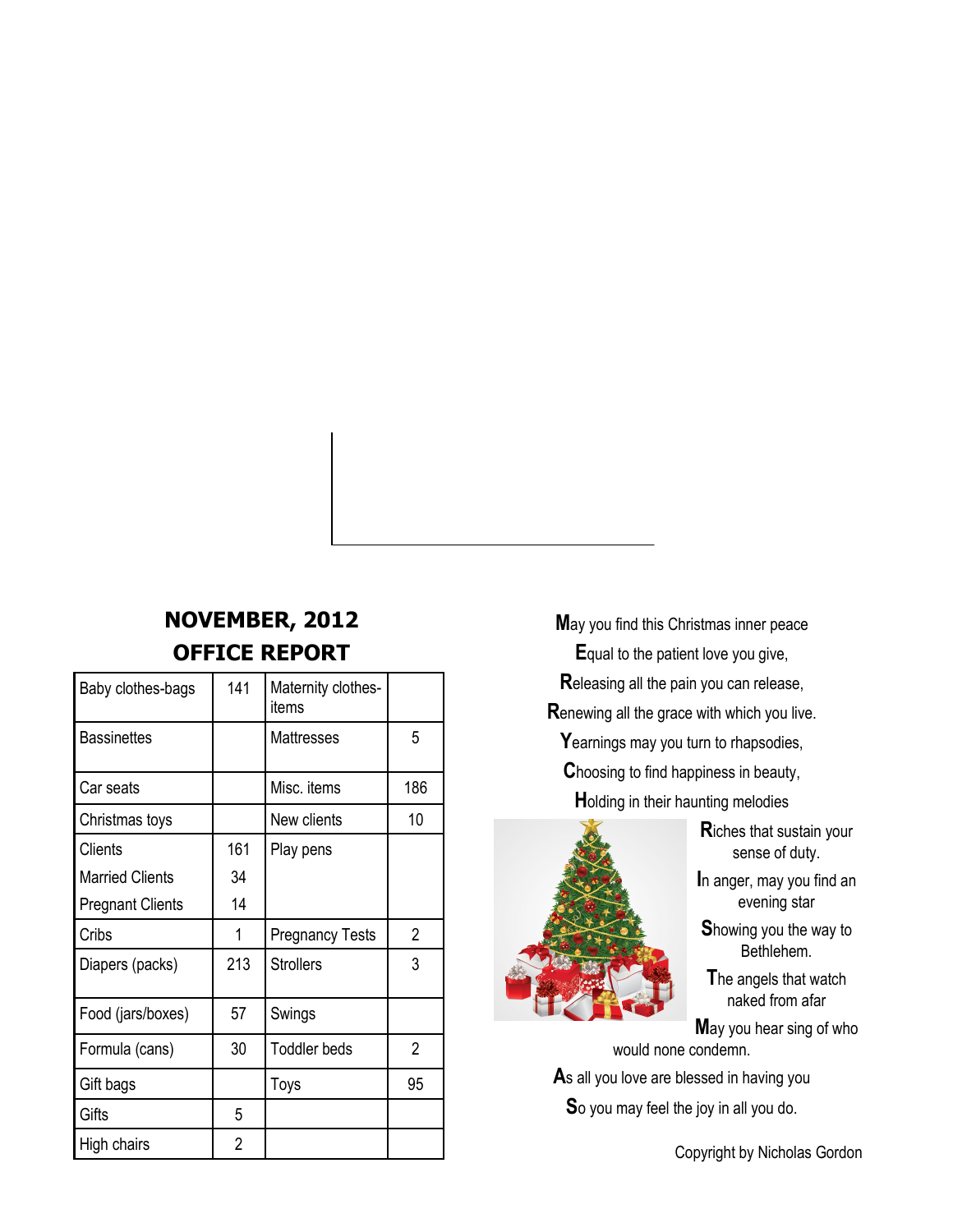## NOVEMBER, 2012
## OFFICE REPORT

| | | | |
|---|---|---|---|
| Baby clothes-bags | 141 | Maternity clothes-items | |
| Bassinettes | | Mattresses | 5 |
| Car seats | | Misc. items | 186 |
| Christmas toys | | New clients | 10 |
| Clients<br>Married Clients<br>Pregnant Clients | 161<br>34<br>14 | Play pens | |
| Cribs | 1 | Pregnancy Tests | 2 |
| Diapers (packs) | 213 | Strollers | 3 |
| Food (jars/boxes) | 57 | Swings | |
| Formula (cans) | 30 | Toddler beds | 2 |
| Gift bags | | Toys | 95 |
| Gifts | 5 | | |
| High chairs | 2 | | |

**M**ay you find this Christmas inner peace
**E**qual to the patient love you give,
**R**eleasing all the pain you can release,
**R**enewing all the grace with which you live.
**Y**earnings may you turn to rhapsodies,
**C**hoosing to find happiness in beauty,
**H**olding in their haunting melodies
**R**iches that sustain your sense of duty.
**I**n anger, may you find an evening star
**S**howing you the way to Bethlehem.
**T**he angels that watch naked from afar
**M**ay you hear sing of who would none condemn.
**A**s all you love are blessed in having you
**S**o you may feel the joy in all you do.

Copyright by Nicholas Gordon